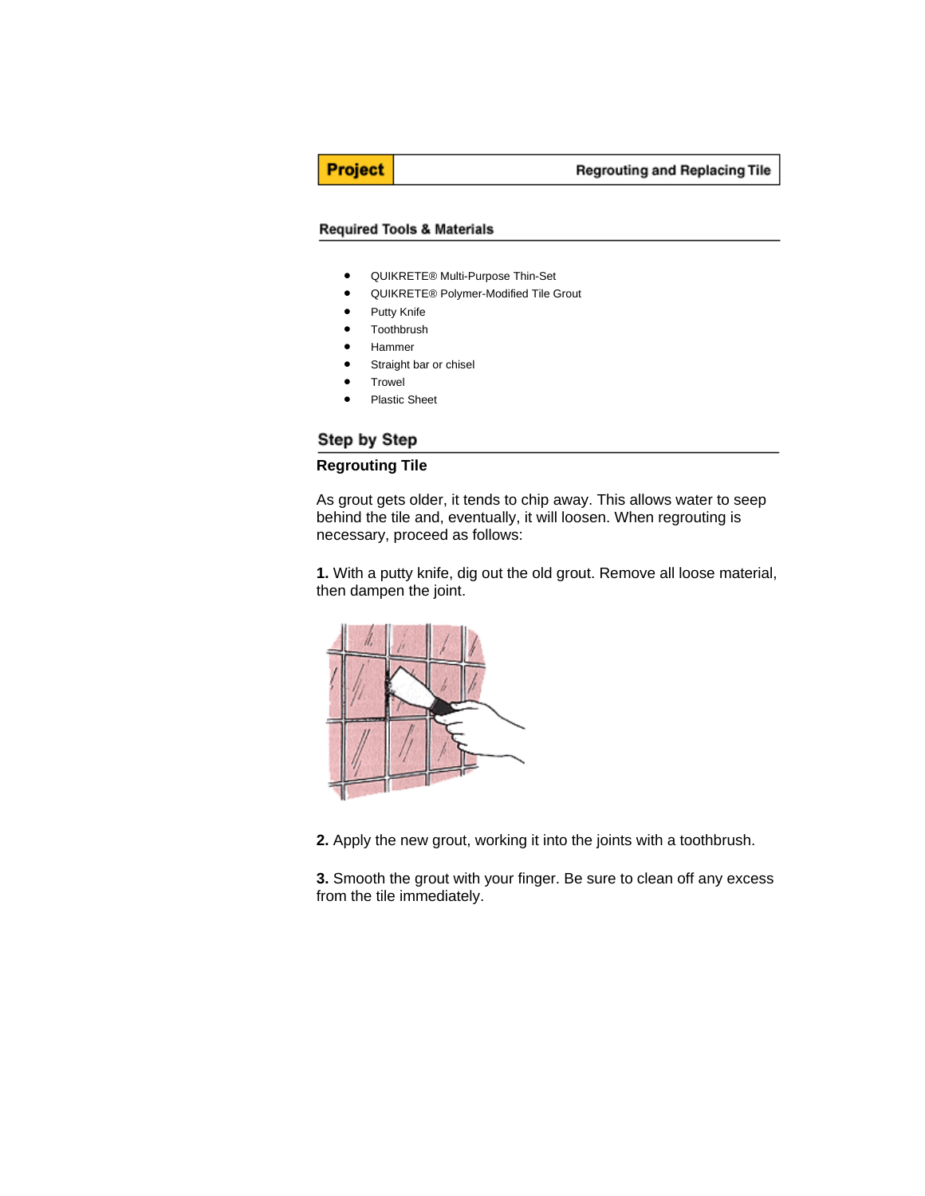**Project** — Regrouting and Replacing Tile

## Required Tools & Materials

- QUIKRETE® Multi-Purpose Thin-Set
- QUIKRETE® Polymer-Modified Tile Grout
- Putty Knife
- Toothbrush
- Hammer
- Straight bar or chisel
- Trowel
- Plastic Sheet

## Step by Step

### Regrouting Tile

As grout gets older, it tends to chip away. This allows water to seep behind the tile and, eventually, it will loosen. When regrouting is necessary, proceed as follows:

**1.** With a putty knife, dig out the old grout. Remove all loose material, then dampen the joint.

**2.** Apply the new grout, working it into the joints with a toothbrush.

**3.** Smooth the grout with your finger. Be sure to clean off any excess from the tile immediately.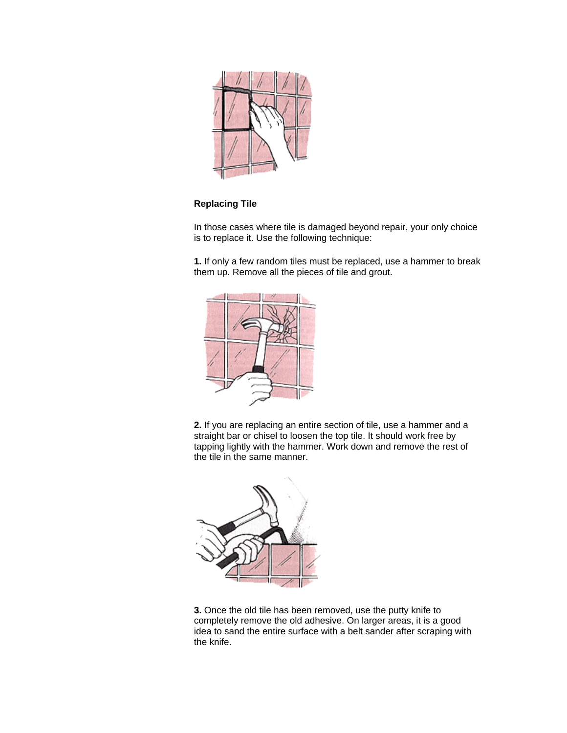**Replacing Tile**

In those cases where tile is damaged beyond repair, your only choice is to replace it. Use the following technique:

**1.** If only a few random tiles must be replaced, use a hammer to break them up. Remove all the pieces of tile and grout.

**2.** If you are replacing an entire section of tile, use a hammer and a straight bar or chisel to loosen the top tile. It should work free by tapping lightly with the hammer. Work down and remove the rest of the tile in the same manner.

**3.** Once the old tile has been removed, use the putty knife to completely remove the old adhesive. On larger areas, it is a good idea to sand the entire surface with a belt sander after scraping with the knife.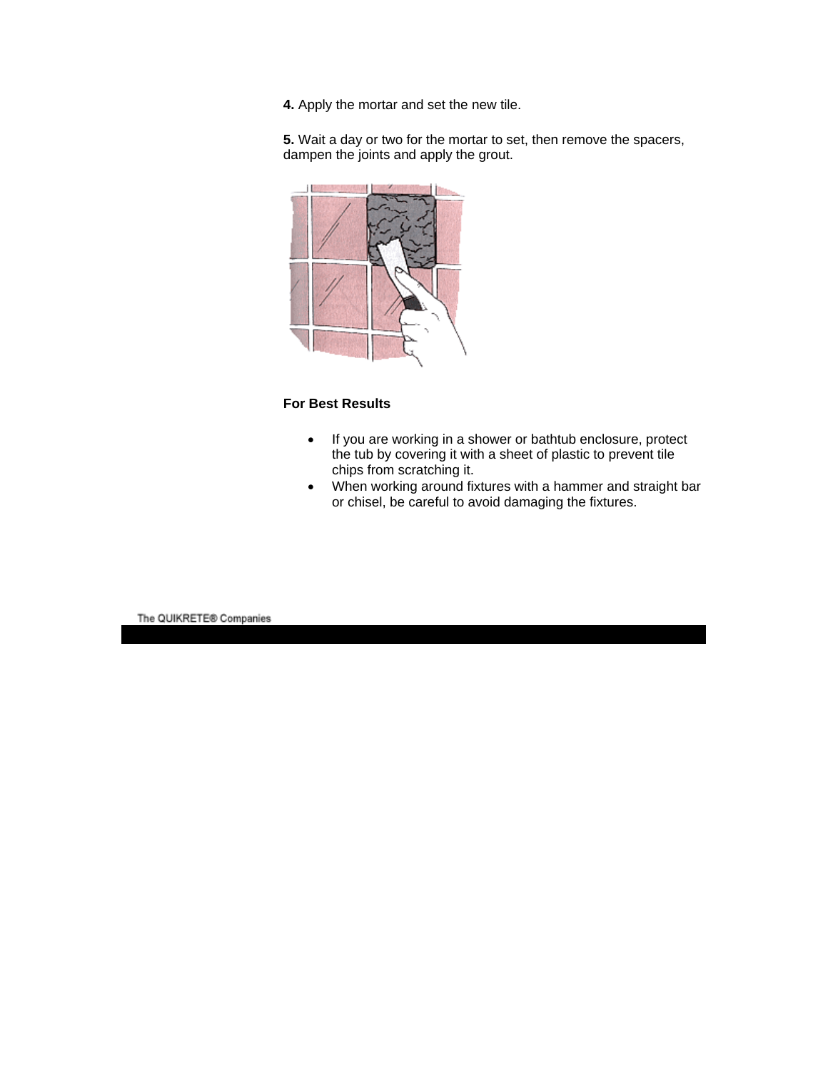**4.** Apply the mortar and set the new tile.

**5.** Wait a day or two for the mortar to set, then remove the spacers, dampen the joints and apply the grout.

**For Best Results**

- If you are working in a shower or bathtub enclosure, protect the tub by covering it with a sheet of plastic to prevent tile chips from scratching it.
- When working around fixtures with a hammer and straight bar or chisel, be careful to avoid damaging the fixtures.